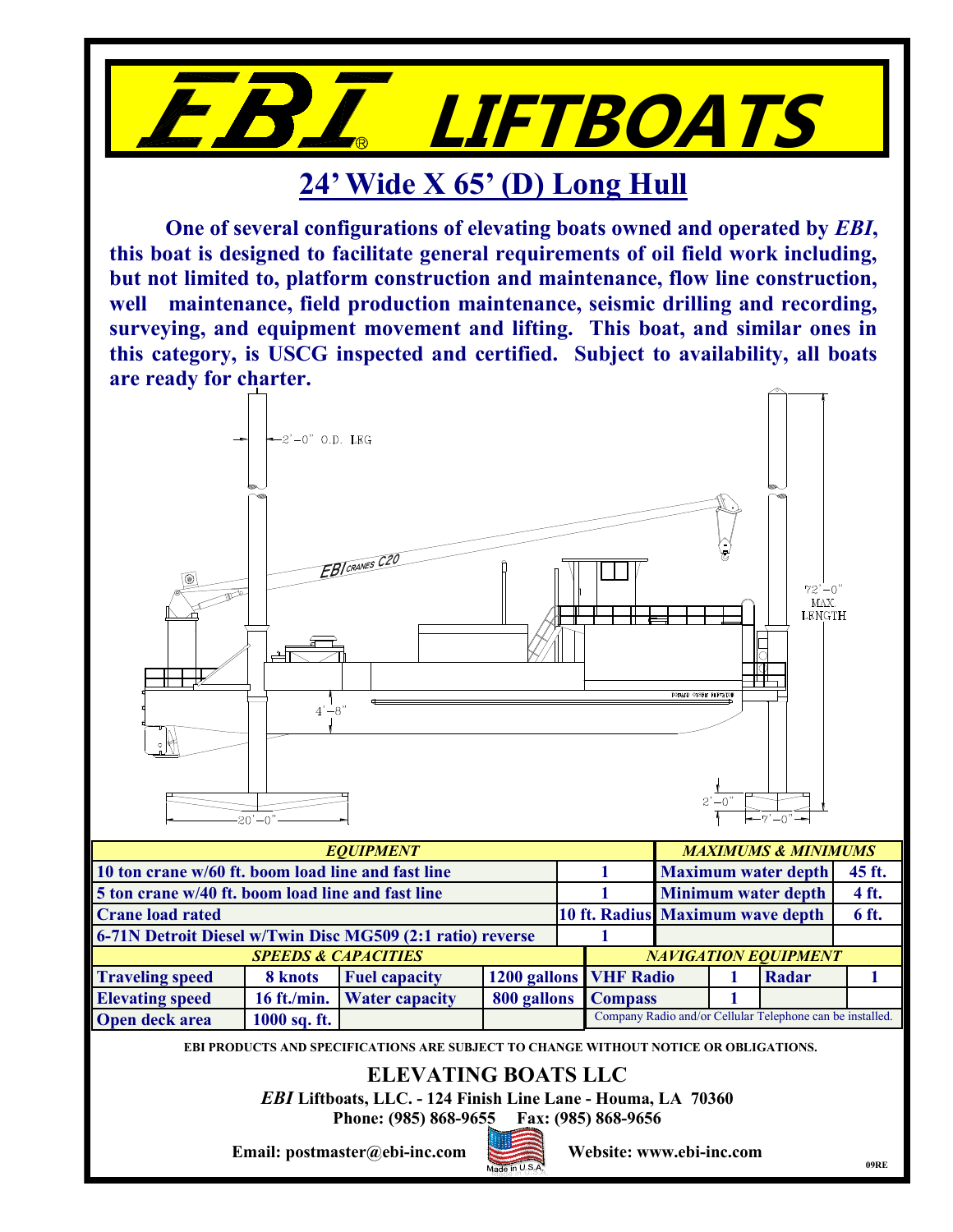# *EBI* LIFTBOATS

## 24' Wide X 65' (D) Long Hull

**One of several configurations of elevating boats owned and operated by *EBI*, this boat is designed to facilitate general requirements of oil field work including, but not limited to, platform construction and maintenance, flow line construction, well maintenance, field production maintenance, seismic drilling and recording, surveying, and equipment movement and lifting. This boat, and similar ones in this category, is USCG inspected and certified. Subject to availability, all boats are ready for charter.**

2'–0" O.D. LEG

*EBI CRANES C20*

72'–0" MAX. LENGTH

4'–8"

20'–0"

2'–0"

7'–0"

| *EQUIPMENT* | | *MAXIMUMS & MINIMUMS* | |
|---|---|---|---|
| **10 ton crane w/60 ft. boom load line and fast line** | **1** | **Maximum water depth** | **45 ft.** |
| **5 ton crane w/40 ft. boom load line and fast line** | **1** | **Minimum water depth** | **4 ft.** |
| **Crane load rated** | **10 ft. Radius** | **Maximum wave depth** | **6 ft.** |
| **6-71N Detroit Diesel w/Twin Disc MG509 (2:1 ratio) reverse** | **1** | | |

| *SPEEDS & CAPACITIES* | | | | *NAVIGATION EQUIPMENT* | | | |
|---|---|---|---|---|---|---|---|
| **Traveling speed** | **8 knots** | **Fuel capacity** | **1200 gallons** | **VHF Radio** | **1** | **Radar** | **1** |
| **Elevating speed** | **16 ft./min.** | **Water capacity** | **800 gallons** | **Compass** | **1** | | |
| **Open deck area** | **1000 sq. ft.** | | | Company Radio and/or Cellular Telephone can be installed. | | | |

**EBI PRODUCTS AND SPECIFICATIONS ARE SUBJECT TO CHANGE WITHOUT NOTICE OR OBLIGATIONS.**

## ELEVATING BOATS LLC

***EBI* Liftboats, LLC. - 124 Finish Line Lane - Houma, LA 70360**

**Phone: (985) 868-9655 Fax: (985) 868-9656**

**Email: postmaster@ebi-inc.com** Made in U.S.A. **Website: www.ebi-inc.com**

09RE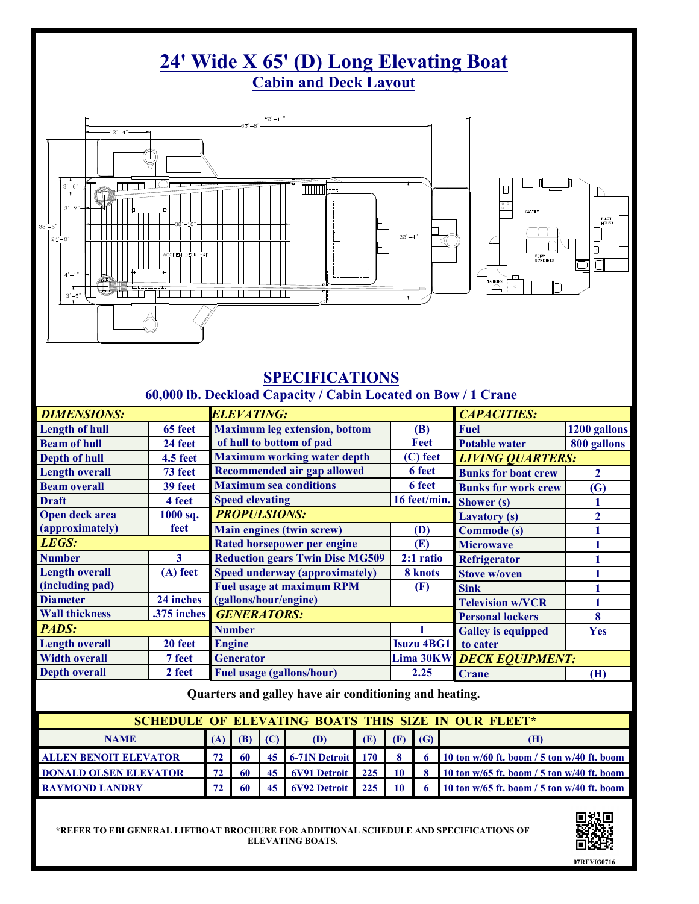# 24' Wide X 65' (D) Long Elevating Boat

## Cabin and Deck Layout

## SPECIFICATIONS

### 60,000 lb. Deckload Capacity / Cabin Located on Bow / 1 Crane

| *DIMENSIONS:* | | *ELEVATING:* | | *CAPACITIES:* | |
|---|---|---|---|---|---|
| Length of hull | 65 feet | Maximum leg extension, bottom of hull to bottom of pad | (B) Feet | Fuel | 1200 gallons |
| Beam of hull | 24 feet | | | Potable water | 800 gallons |
| Depth of hull | 4.5 feet | Maximum working water depth | (C) feet | *LIVING QUARTERS:* | |
| Length overall | 73 feet | Recommended air gap allowed | 6 feet | Bunks for boat crew | 2 |
| Beam overall | 39 feet | Maximum sea conditions | 6 feet | Bunks for work crew | (G) |
| Draft | 4 feet | Speed elevating | 16 feet/min. | Shower (s) | 1 |
| Open deck area (approximately) | 1000 sq. feet | *PROPULSIONS:* | | Lavatory (s) | 2 |
| | | Main engines (twin screw) | (D) | Commode (s) | 1 |
| *LEGS:* | | Rated horsepower per engine | (E) | Microwave | 1 |
| Number | 3 | Reduction gears Twin Disc MG509 | 2:1 ratio | Refrigerator | 1 |
| Length overall (including pad) | (A) feet | Speed underway (approximately) | 8 knots | Stove w/oven | 1 |
| | | Fuel usage at maximum RPM (gallons/hour/engine) | (F) | Sink | 1 |
| Diameter | 24 inches | | | Television w/VCR | 1 |
| Wall thickness | .375 inches | *GENERATORS:* | | Personal lockers | 8 |
| *PADS:* | | Number | 1 | Galley is equipped to cater | Yes |
| Length overall | 20 feet | Engine | Isuzu 4BG1 | | |
| Width overall | 7 feet | Generator | Lima 30KW | *DECK EQUIPMENT:* | |
| Depth overall | 2 feet | Fuel usage (gallons/hour) | 2.25 | Crane | (H) |

**Quarters and galley have air conditioning and heating.**

| SCHEDULE OF ELEVATING BOATS THIS SIZE IN OUR FLEET* | | | | | | | | |
|---|---|---|---|---|---|---|---|---|
| NAME | (A) | (B) | (C) | (D) | (E) | (F) | (G) | (H) |
| ALLEN BENOIT ELEVATOR | 72 | 60 | 45 | 6-71N Detroit | 170 | 8 | 6 | 10 ton w/60 ft. boom / 5 ton w/40 ft. boom |
| DONALD OLSEN ELEVATOR | 72 | 60 | 45 | 6V91 Detroit | 225 | 10 | 8 | 10 ton w/65 ft. boom / 5 ton w/40 ft. boom |
| RAYMOND LANDRY | 72 | 60 | 45 | 6V92 Detroit | 225 | 10 | 6 | 10 ton w/65 ft. boom / 5 ton w/40 ft. boom |

*REFER TO EBI GENERAL LIFTBOAT BROCHURE FOR ADDITIONAL SCHEDULE AND SPECIFICATIONS OF ELEVATING BOATS.

07REV030716